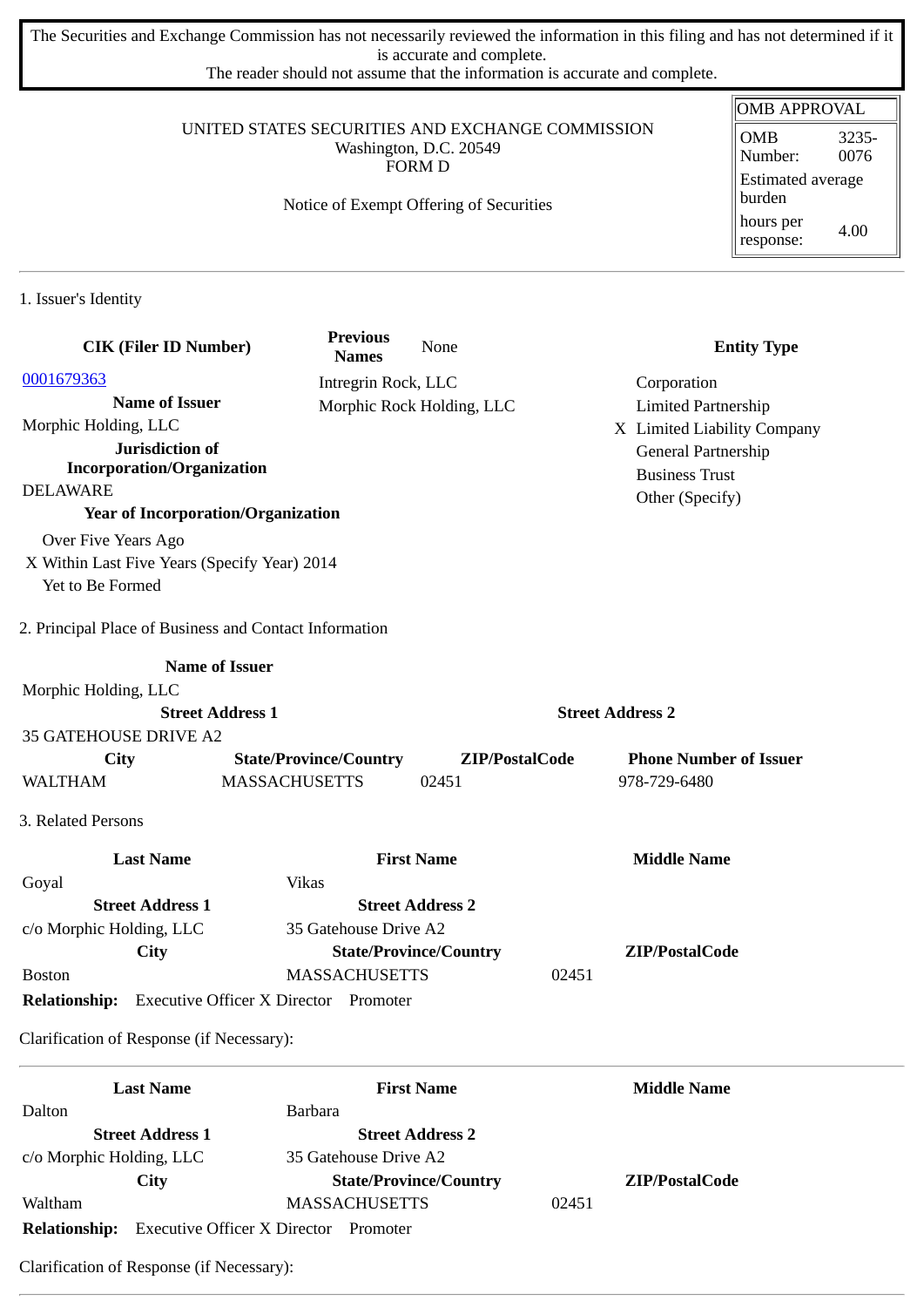The Securities and Exchange Commission has not necessarily reviewed the information in this filing and has not determined if it is accurate and complete.
The reader should not assume that the information is accurate and complete.

| OMB APPROVAL | |
|---|---|
| OMB Number: | 3235-0076 |
| Estimated average burden | |
| hours per response: | 4.00 |

UNITED STATES SECURITIES AND EXCHANGE COMMISSION
Washington, D.C. 20549
FORM D

Notice of Exempt Offering of Securities

## 1. Issuer's Identity

| CIK (Filer ID Number) | Previous Names | None | Entity Type |
|---|---|---|---|
| 0001679363 | Intregrin Rock, LLC | | Corporation |
| **Name of Issuer** | Morphic Rock Holding, LLC | | Limited Partnership |
| Morphic Holding, LLC | | | X Limited Liability Company |
| **Jurisdiction of Incorporation/Organization** | | | General Partnership |
| DELAWARE | | | Business Trust |
| | | | Other (Specify) |

**Year of Incorporation/Organization**

Over Five Years Ago
X Within Last Five Years (Specify Year) 2014
Yet to Be Formed

## 2. Principal Place of Business and Contact Information

**Name of Issuer**
Morphic Holding, LLC

| Street Address 1 | | Street Address 2 | |
|---|---|---|---|
| 35 GATEHOUSE DRIVE A2 | | | |
| **City** | **State/Province/Country** | **ZIP/PostalCode** | **Phone Number of Issuer** |
| WALTHAM | MASSACHUSETTS | 02451 | 978-729-6480 |

## 3. Related Persons

| Last Name | First Name | Middle Name |
|---|---|---|
| Goyal | Vikas | |
| **Street Address 1** | **Street Address 2** | |
| c/o Morphic Holding, LLC | 35 Gatehouse Drive A2 | |
| **City** | **State/Province/Country** | **ZIP/PostalCode** |
| Boston | MASSACHUSETTS | 02451 |

**Relationship:** Executive Officer X Director Promoter

Clarification of Response (if Necessary):

---

| Last Name | First Name | Middle Name |
|---|---|---|
| Dalton | Barbara | |
| **Street Address 1** | **Street Address 2** | |
| c/o Morphic Holding, LLC | 35 Gatehouse Drive A2 | |
| **City** | **State/Province/Country** | **ZIP/PostalCode** |
| Waltham | MASSACHUSETTS | 02451 |

**Relationship:** Executive Officer X Director Promoter

Clarification of Response (if Necessary):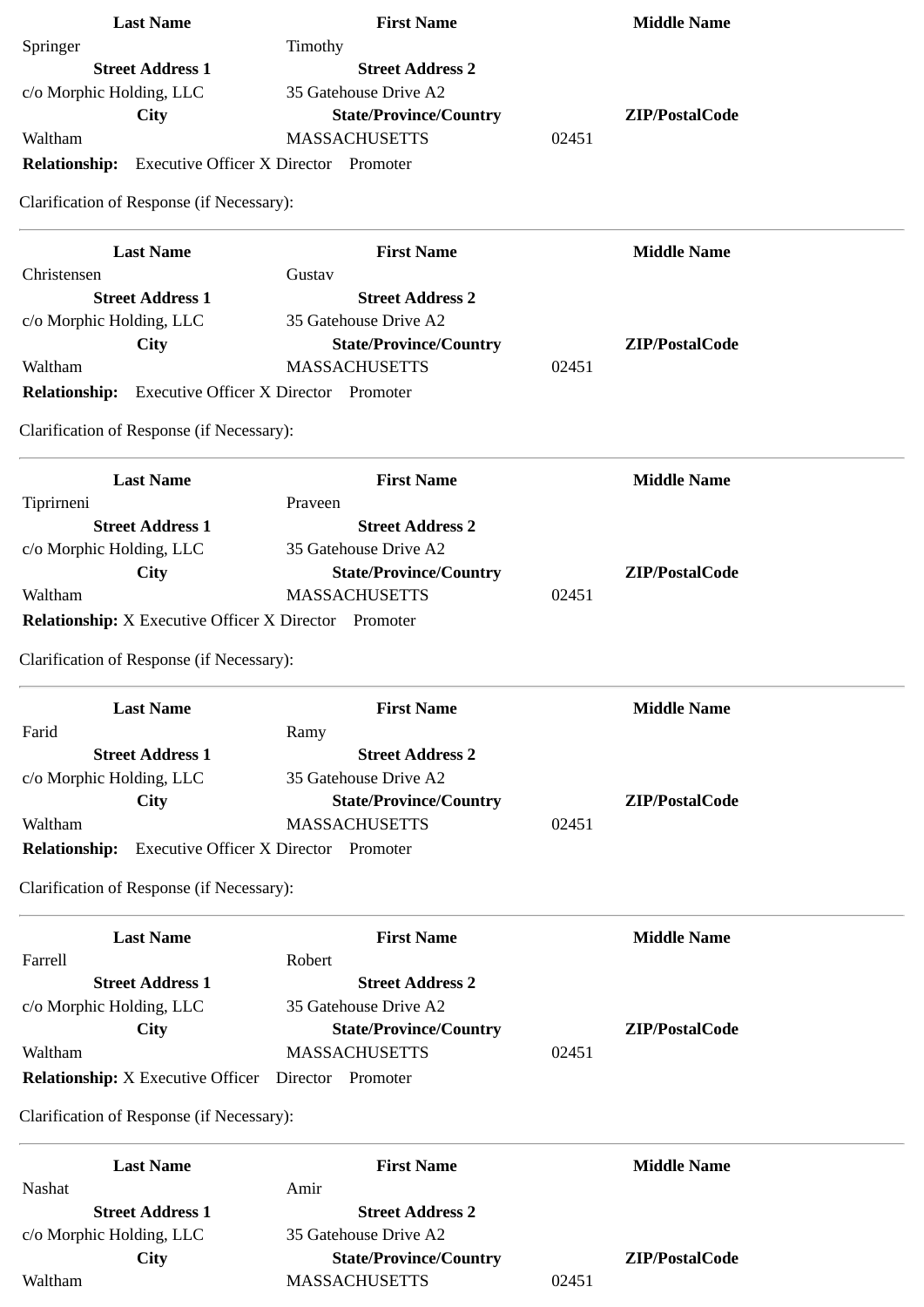| Last Name | First Name | Middle Name |
|---|---|---|
| Springer | Timothy | |
| **Street Address 1** | **Street Address 2** | |
| c/o Morphic Holding, LLC | 35 Gatehouse Drive A2 | |
| **City** | **State/Province/Country** | **ZIP/PostalCode** |
| Waltham | MASSACHUSETTS | 02451 |

**Relationship:** Executive Officer X Director Promoter

Clarification of Response (if Necessary):

---

| Last Name | First Name | Middle Name |
|---|---|---|
| Christensen | Gustav | |
| **Street Address 1** | **Street Address 2** | |
| c/o Morphic Holding, LLC | 35 Gatehouse Drive A2 | |
| **City** | **State/Province/Country** | **ZIP/PostalCode** |
| Waltham | MASSACHUSETTS | 02451 |

**Relationship:** Executive Officer X Director Promoter

Clarification of Response (if Necessary):

---

| Last Name | First Name | Middle Name |
|---|---|---|
| Tiprirneni | Praveen | |
| **Street Address 1** | **Street Address 2** | |
| c/o Morphic Holding, LLC | 35 Gatehouse Drive A2 | |
| **City** | **State/Province/Country** | **ZIP/PostalCode** |
| Waltham | MASSACHUSETTS | 02451 |

**Relationship:** X Executive Officer X Director Promoter

Clarification of Response (if Necessary):

---

| Last Name | First Name | Middle Name |
|---|---|---|
| Farid | Ramy | |
| **Street Address 1** | **Street Address 2** | |
| c/o Morphic Holding, LLC | 35 Gatehouse Drive A2 | |
| **City** | **State/Province/Country** | **ZIP/PostalCode** |
| Waltham | MASSACHUSETTS | 02451 |

**Relationship:** Executive Officer X Director Promoter

Clarification of Response (if Necessary):

---

| Last Name | First Name | Middle Name |
|---|---|---|
| Farrell | Robert | |
| **Street Address 1** | **Street Address 2** | |
| c/o Morphic Holding, LLC | 35 Gatehouse Drive A2 | |
| **City** | **State/Province/Country** | **ZIP/PostalCode** |
| Waltham | MASSACHUSETTS | 02451 |

**Relationship:** X Executive Officer Director Promoter

Clarification of Response (if Necessary):

---

| Last Name | First Name | Middle Name |
|---|---|---|
| Nashat | Amir | |
| **Street Address 1** | **Street Address 2** | |
| c/o Morphic Holding, LLC | 35 Gatehouse Drive A2 | |
| **City** | **State/Province/Country** | **ZIP/PostalCode** |
| Waltham | MASSACHUSETTS | 02451 |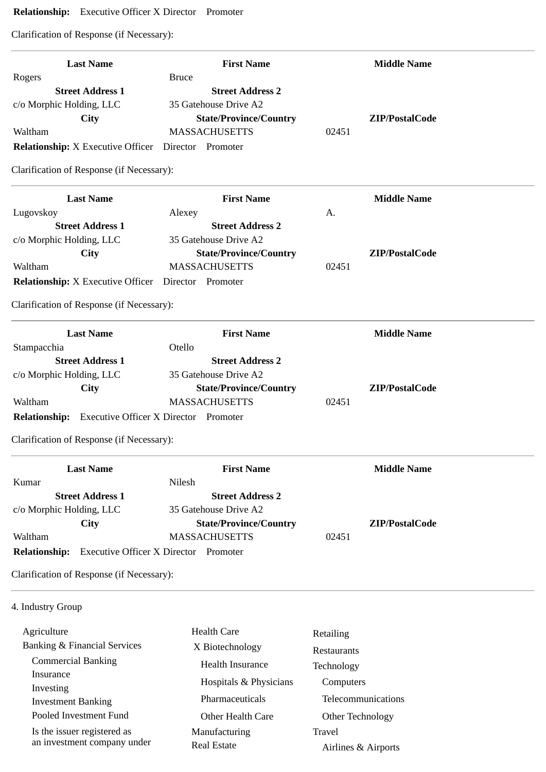**Relationship:** Executive Officer X Director Promoter

Clarification of Response (if Necessary):

---

| Last Name | First Name | Middle Name |
|---|---|---|
| Rogers | Bruce | |
| **Street Address 1** | **Street Address 2** | |
| c/o Morphic Holding, LLC | 35 Gatehouse Drive A2 | |
| **City** | **State/Province/Country** | **ZIP/PostalCode** |
| Waltham | MASSACHUSETTS | 02451 |

**Relationship:** X Executive Officer Director Promoter

Clarification of Response (if Necessary):

---

| Last Name | First Name | Middle Name |
|---|---|---|
| Lugovskoy | Alexey | A. |
| **Street Address 1** | **Street Address 2** | |
| c/o Morphic Holding, LLC | 35 Gatehouse Drive A2 | |
| **City** | **State/Province/Country** | **ZIP/PostalCode** |
| Waltham | MASSACHUSETTS | 02451 |

**Relationship:** X Executive Officer Director Promoter

Clarification of Response (if Necessary):

---

| Last Name | First Name | Middle Name |
|---|---|---|
| Stampacchia | Otello | |
| **Street Address 1** | **Street Address 2** | |
| c/o Morphic Holding, LLC | 35 Gatehouse Drive A2 | |
| **City** | **State/Province/Country** | **ZIP/PostalCode** |
| Waltham | MASSACHUSETTS | 02451 |

**Relationship:** Executive Officer X Director Promoter

Clarification of Response (if Necessary):

---

| Last Name | First Name | Middle Name |
|---|---|---|
| Kumar | Nilesh | |
| **Street Address 1** | **Street Address 2** | |
| c/o Morphic Holding, LLC | 35 Gatehouse Drive A2 | |
| **City** | **State/Province/Country** | **ZIP/PostalCode** |
| Waltham | MASSACHUSETTS | 02451 |

**Relationship:** Executive Officer X Director Promoter

Clarification of Response (if Necessary):

---

4. Industry Group

- Agriculture
- Banking & Financial Services
  - Commercial Banking
  - Insurance
  - Investing
  - Investment Banking
  - Pooled Investment Fund
  - Is the issuer registered as an investment company under
- Health Care
  - X Biotechnology
  - Health Insurance
  - Hospitals & Physicians
  - Pharmaceuticals
  - Other Health Care
- Manufacturing
- Real Estate
- Retailing
- Restaurants
- Technology
  - Computers
  - Telecommunications
  - Other Technology
- Travel
  - Airlines & Airports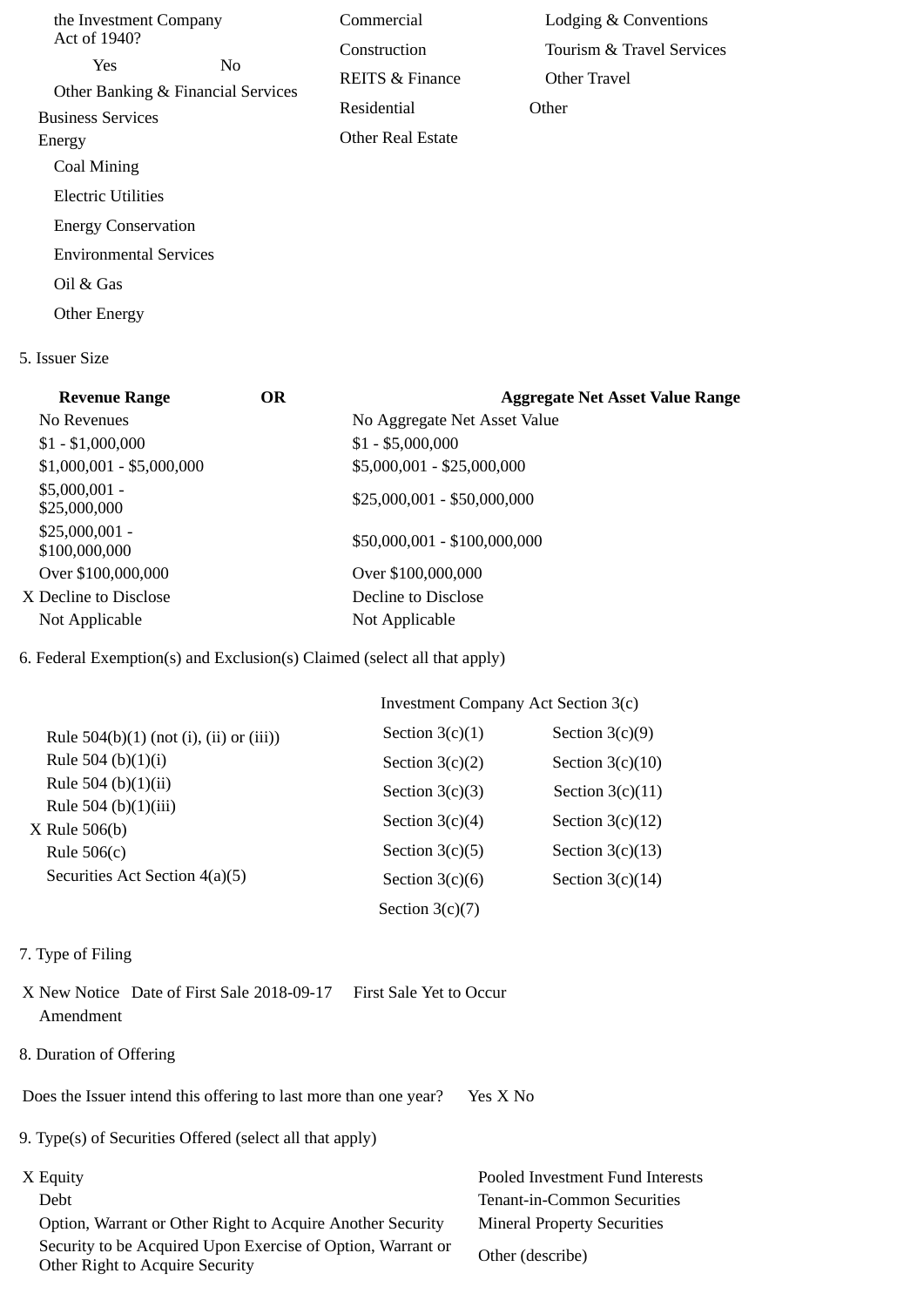the Investment Company Act of 1940?

Yes No

Other Banking & Financial Services

Business Services

Energy

Coal Mining

Electric Utilities

Energy Conservation

Environmental Services

Oil & Gas

Other Energy

Commercial

Construction

REITS & Finance

Residential

Other Real Estate

Lodging & Conventions

Tourism & Travel Services

Other Travel

Other

5. Issuer Size

| Revenue Range | OR | Aggregate Net Asset Value Range |
|---|---|---|
| No Revenues | | No Aggregate Net Asset Value |
| $1 - $1,000,000 | | $1 - $5,000,000 |
| $1,000,001 - $5,000,000 | | $5,000,001 - $25,000,000 |
| $5,000,001 - $25,000,000 | | $25,000,001 - $50,000,000 |
| $25,000,001 - $100,000,000 | | $50,000,001 - $100,000,000 |
| Over $100,000,000 | | Over $100,000,000 |
| X Decline to Disclose | | Decline to Disclose |
| Not Applicable | | Not Applicable |

6. Federal Exemption(s) and Exclusion(s) Claimed (select all that apply)

Rule 504(b)(1) (not (i), (ii) or (iii))

Rule 504 (b)(1)(i)

Rule 504 (b)(1)(ii)

Rule 504 (b)(1)(iii)

X Rule 506(b)

Rule 506(c)

Securities Act Section 4(a)(5)

Investment Company Act Section 3(c)

| | |
|---|---|
| Section 3(c)(1) | Section 3(c)(9) |
| Section 3(c)(2) | Section 3(c)(10) |
| Section 3(c)(3) | Section 3(c)(11) |
| Section 3(c)(4) | Section 3(c)(12) |
| Section 3(c)(5) | Section 3(c)(13) |
| Section 3(c)(6) | Section 3(c)(14) |
| Section 3(c)(7) | |

7. Type of Filing

X New Notice Date of First Sale 2018-09-17 First Sale Yet to Occur

Amendment

8. Duration of Offering

Does the Issuer intend this offering to last more than one year? Yes X No

9. Type(s) of Securities Offered (select all that apply)

X Equity

Debt

Option, Warrant or Other Right to Acquire Another Security

Security to be Acquired Upon Exercise of Option, Warrant or Other Right to Acquire Security

Pooled Investment Fund Interests

Tenant-in-Common Securities

Mineral Property Securities

Other (describe)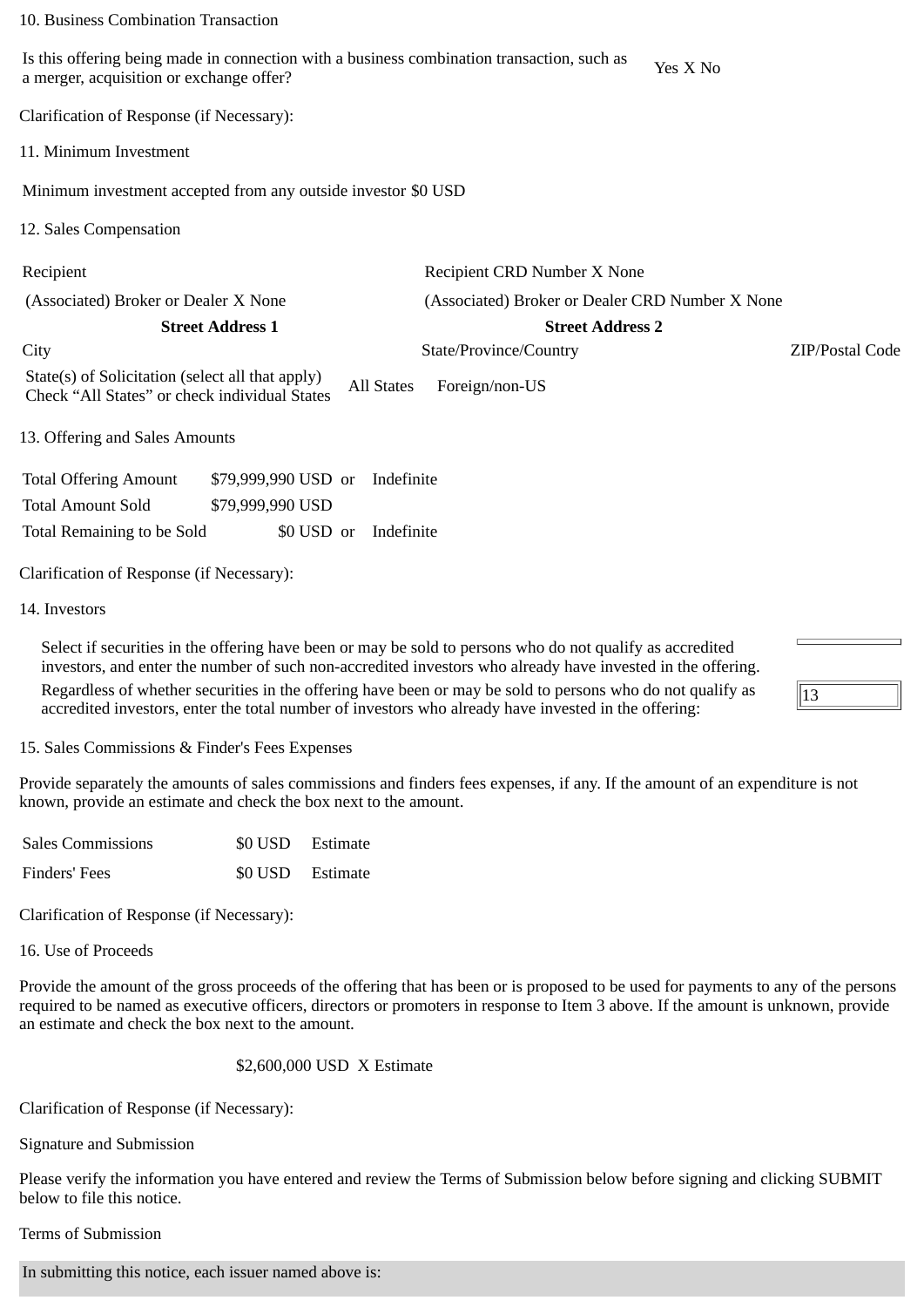10. Business Combination Transaction

| | |
|---|---|
| Is this offering being made in connection with a business combination transaction, such as a merger, acquisition or exchange offer? | Yes X No |

Clarification of Response (if Necessary):

11. Minimum Investment

Minimum investment accepted from any outside investor $0 USD

12. Sales Compensation

| | | |
|---|---|---|
| Recipient | Recipient CRD Number X None | |
| (Associated) Broker or Dealer X None | (Associated) Broker or Dealer CRD Number X None | |
| **Street Address 1** | **Street Address 2** | |
| City | State/Province/Country | ZIP/Postal Code |
| State(s) of Solicitation (select all that apply) Check “All States” or check individual States | All States Foreign/non-US | |

13. Offering and Sales Amounts

| | | | |
|---|---|---|---|
| Total Offering Amount | $79,999,990 USD | or | Indefinite |
| Total Amount Sold | $79,999,990 USD | | |
| Total Remaining to be Sold | $0 USD | or | Indefinite |

Clarification of Response (if Necessary):

14. Investors

| | |
|---|---|
| Select if securities in the offering have been or may be sold to persons who do not qualify as accredited investors, and enter the number of such non-accredited investors who already have invested in the offering. | |
| Regardless of whether securities in the offering have been or may be sold to persons who do not qualify as accredited investors, enter the total number of investors who already have invested in the offering: | 13 |

15. Sales Commissions & Finder's Fees Expenses

Provide separately the amounts of sales commissions and finders fees expenses, if any. If the amount of an expenditure is not known, provide an estimate and check the box next to the amount.

| | | |
|---|---|---|
| Sales Commissions | $0 USD | Estimate |
| Finders' Fees | $0 USD | Estimate |

Clarification of Response (if Necessary):

16. Use of Proceeds

Provide the amount of the gross proceeds of the offering that has been or is proposed to be used for payments to any of the persons required to be named as executive officers, directors or promoters in response to Item 3 above. If the amount is unknown, provide an estimate and check the box next to the amount.

$2,600,000 USD X Estimate

Clarification of Response (if Necessary):

Signature and Submission

Please verify the information you have entered and review the Terms of Submission below before signing and clicking SUBMIT below to file this notice.

Terms of Submission

In submitting this notice, each issuer named above is: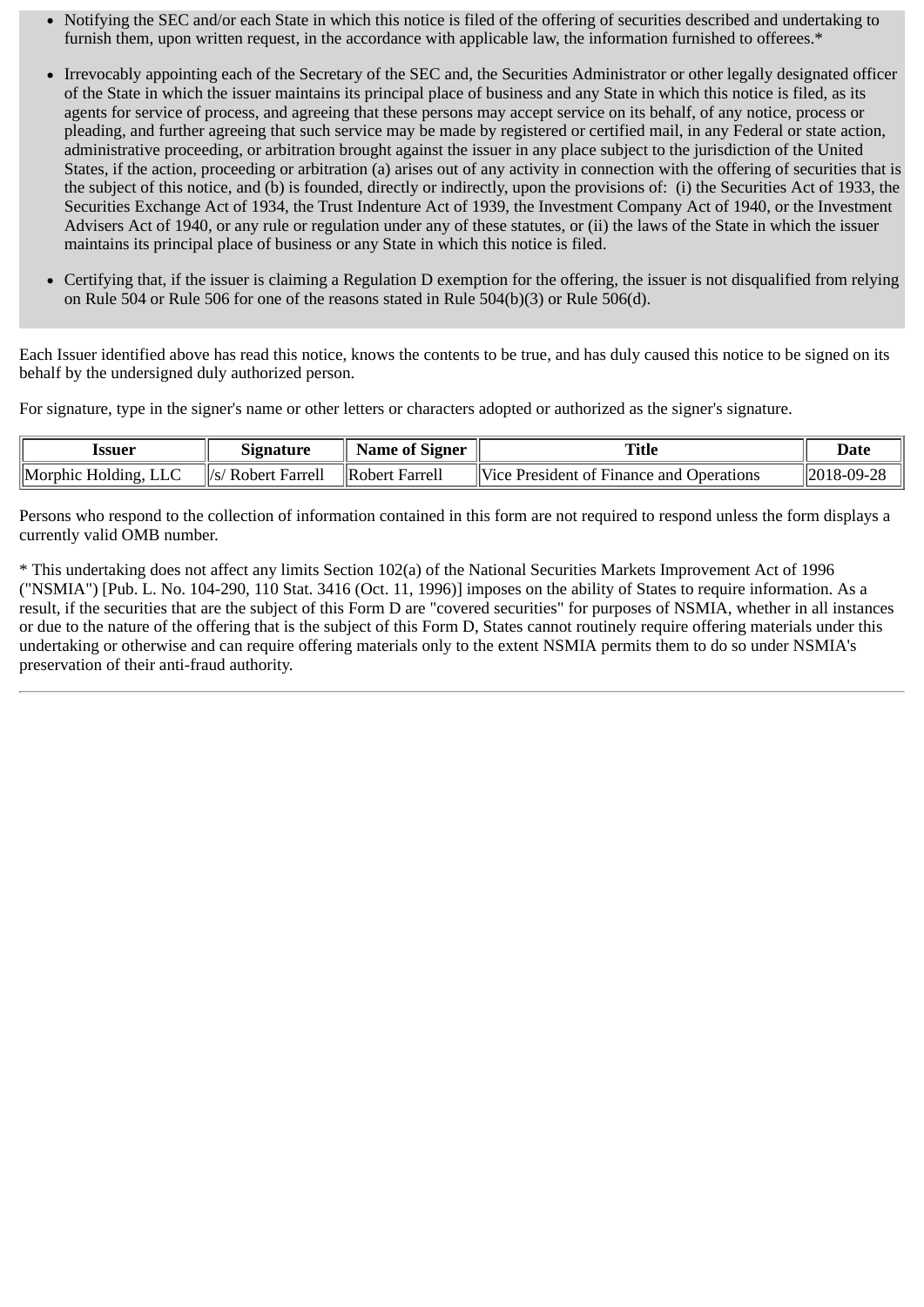- Notifying the SEC and/or each State in which this notice is filed of the offering of securities described and undertaking to furnish them, upon written request, in the accordance with applicable law, the information furnished to offerees.*
- Irrevocably appointing each of the Secretary of the SEC and, the Securities Administrator or other legally designated officer of the State in which the issuer maintains its principal place of business and any State in which this notice is filed, as its agents for service of process, and agreeing that these persons may accept service on its behalf, of any notice, process or pleading, and further agreeing that such service may be made by registered or certified mail, in any Federal or state action, administrative proceeding, or arbitration brought against the issuer in any place subject to the jurisdiction of the United States, if the action, proceeding or arbitration (a) arises out of any activity in connection with the offering of securities that is the subject of this notice, and (b) is founded, directly or indirectly, upon the provisions of: (i) the Securities Act of 1933, the Securities Exchange Act of 1934, the Trust Indenture Act of 1939, the Investment Company Act of 1940, or the Investment Advisers Act of 1940, or any rule or regulation under any of these statutes, or (ii) the laws of the State in which the issuer maintains its principal place of business or any State in which this notice is filed.
- Certifying that, if the issuer is claiming a Regulation D exemption for the offering, the issuer is not disqualified from relying on Rule 504 or Rule 506 for one of the reasons stated in Rule 504(b)(3) or Rule 506(d).

Each Issuer identified above has read this notice, knows the contents to be true, and has duly caused this notice to be signed on its behalf by the undersigned duly authorized person.

For signature, type in the signer's name or other letters or characters adopted or authorized as the signer's signature.

| Issuer | Signature | Name of Signer | Title | Date |
|---|---|---|---|---|
| Morphic Holding, LLC | /s/ Robert Farrell | Robert Farrell | Vice President of Finance and Operations | 2018-09-28 |

Persons who respond to the collection of information contained in this form are not required to respond unless the form displays a currently valid OMB number.

* This undertaking does not affect any limits Section 102(a) of the National Securities Markets Improvement Act of 1996 ("NSMIA") [Pub. L. No. 104-290, 110 Stat. 3416 (Oct. 11, 1996)] imposes on the ability of States to require information. As a result, if the securities that are the subject of this Form D are "covered securities" for purposes of NSMIA, whether in all instances or due to the nature of the offering that is the subject of this Form D, States cannot routinely require offering materials under this undertaking or otherwise and can require offering materials only to the extent NSMIA permits them to do so under NSMIA's preservation of their anti-fraud authority.